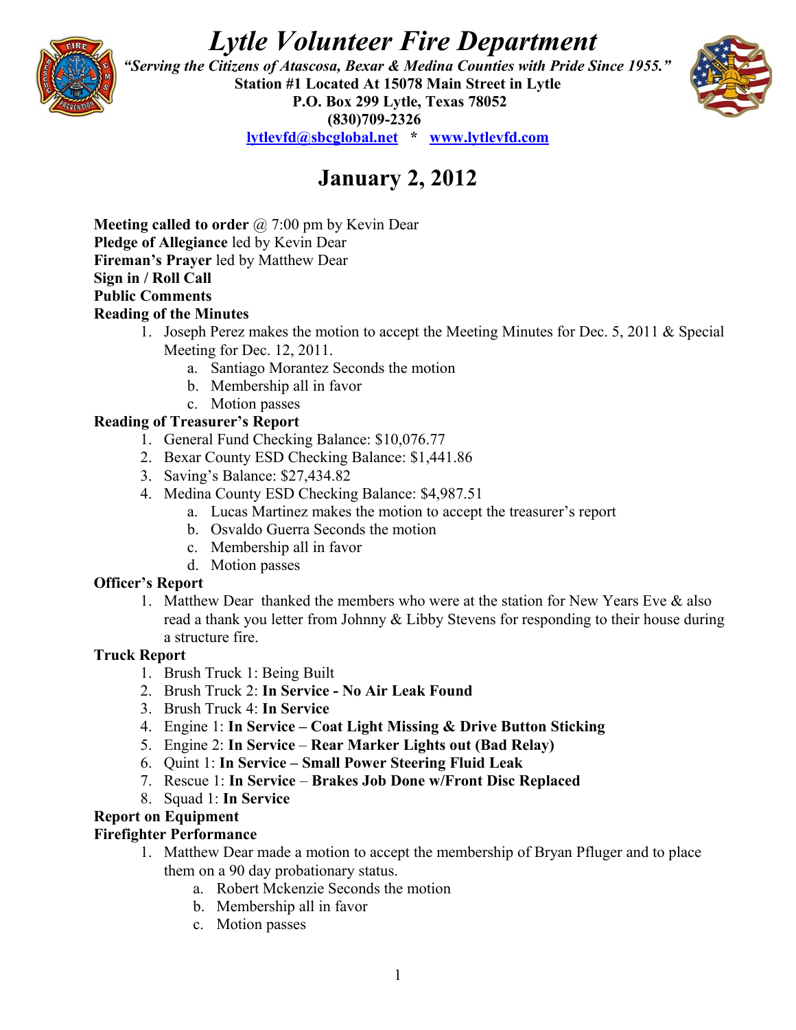# *Lytle Volunteer Fire Department*

***"Serving the Citizens of Atascosa, Bexar & Medina Counties with Pride Since 1955."***

**Station #1 Located At 15078 Main Street in Lytle**

**P.O. Box 299 Lytle, Texas 78052**

**(830)709-2326**

**lytlevfd@sbcglobal.net * www.lytlevfd.com**

## January 2, 2012

**Meeting called to order** @ 7:00 pm by Kevin Dear

**Pledge of Allegiance** led by Kevin Dear

**Fireman's Prayer** led by Matthew Dear

**Sign in / Roll Call**

**Public Comments**

**Reading of the Minutes**

1. Joseph Perez makes the motion to accept the Meeting Minutes for Dec. 5, 2011 & Special Meeting for Dec. 12, 2011.
    a. Santiago Morantez Seconds the motion
    b. Membership all in favor
    c. Motion passes

**Reading of Treasurer's Report**

1. General Fund Checking Balance: $10,076.77
2. Bexar County ESD Checking Balance: $1,441.86
3. Saving's Balance: $27,434.82
4. Medina County ESD Checking Balance: $4,987.51
    a. Lucas Martinez makes the motion to accept the treasurer's report
    b. Osvaldo Guerra Seconds the motion
    c. Membership all in favor
    d. Motion passes

**Officer's Report**

1. Matthew Dear thanked the members who were at the station for New Years Eve & also read a thank you letter from Johnny & Libby Stevens for responding to their house during a structure fire.

**Truck Report**

1. Brush Truck 1: Being Built
2. Brush Truck 2: **In Service - No Air Leak Found**
3. Brush Truck 4: **In Service**
4. Engine 1: **In Service – Coat Light Missing & Drive Button Sticking**
5. Engine 2: **In Service** – **Rear Marker Lights out (Bad Relay)**
6. Quint 1: **In Service – Small Power Steering Fluid Leak**
7. Rescue 1: **In Service** – **Brakes Job Done w/Front Disc Replaced**
8. Squad 1: **In Service**

**Report on Equipment**

**Firefighter Performance**

1. Matthew Dear made a motion to accept the membership of Bryan Pfluger and to place them on a 90 day probationary status.
    a. Robert Mckenzie Seconds the motion
    b. Membership all in favor
    c. Motion passes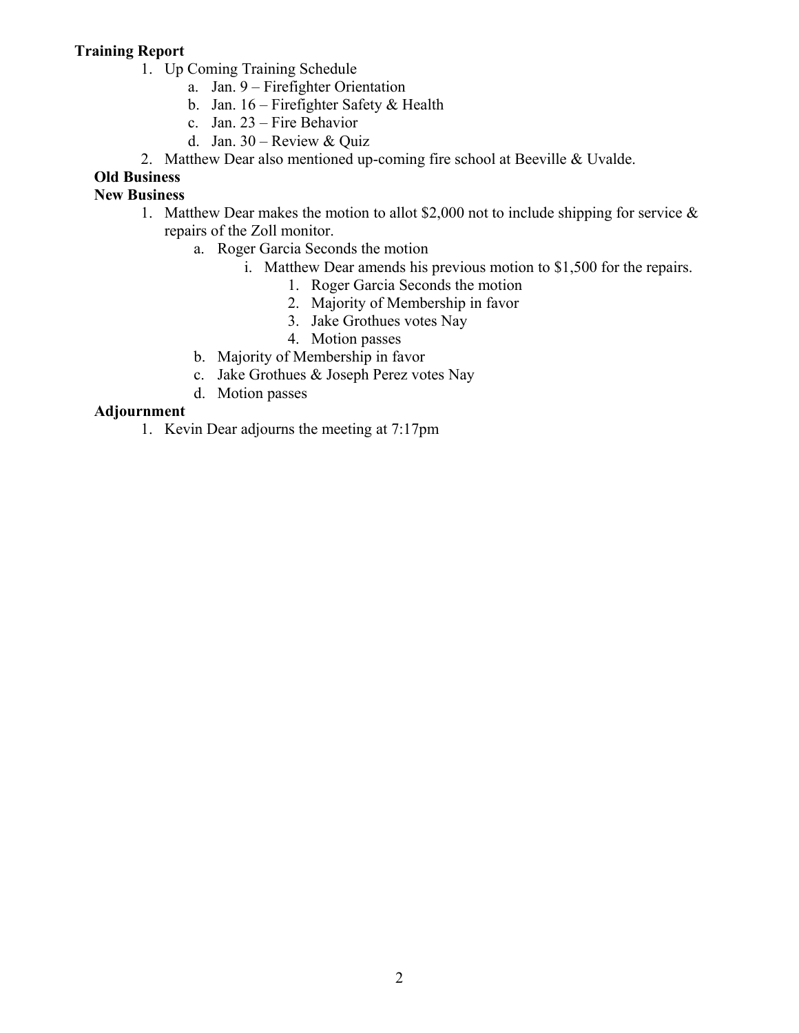**Training Report**

1. Up Coming Training Schedule
    a. Jan. 9 – Firefighter Orientation
    b. Jan. 16 – Firefighter Safety & Health
    c. Jan. 23 – Fire Behavior
    d. Jan. 30 – Review & Quiz
2. Matthew Dear also mentioned up-coming fire school at Beeville & Uvalde.

**Old Business**

**New Business**

1. Matthew Dear makes the motion to allot $2,000 not to include shipping for service & repairs of the Zoll monitor.
    a. Roger Garcia Seconds the motion
        i. Matthew Dear amends his previous motion to $1,500 for the repairs.
            1. Roger Garcia Seconds the motion
            2. Majority of Membership in favor
            3. Jake Grothues votes Nay
            4. Motion passes
    b. Majority of Membership in favor
    c. Jake Grothues & Joseph Perez votes Nay
    d. Motion passes

**Adjournment**

1. Kevin Dear adjourns the meeting at 7:17pm